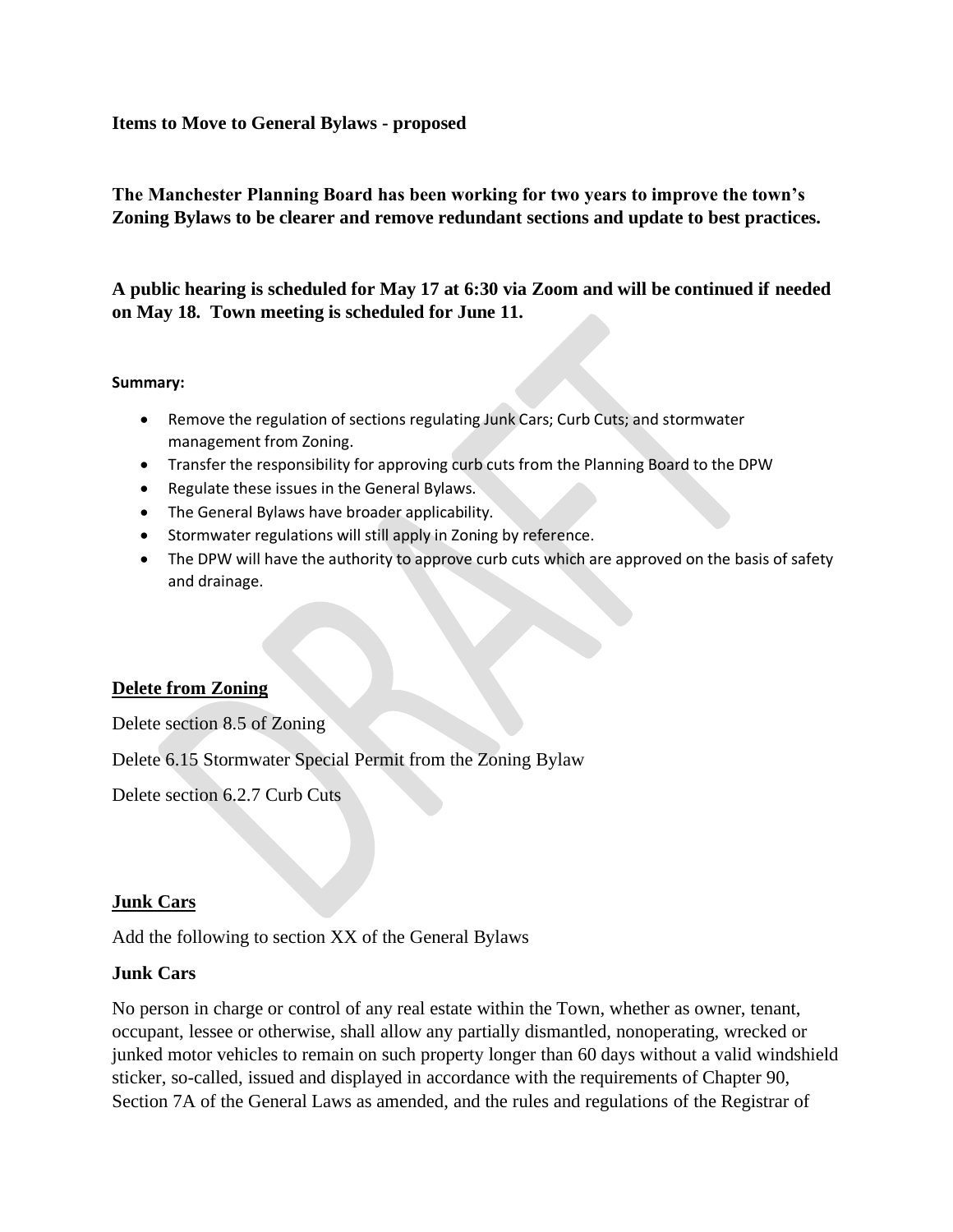**Items to Move to General Bylaws - proposed**

**The Manchester Planning Board has been working for two years to improve the town's Zoning Bylaws to be clearer and remove redundant sections and update to best practices.**

**A public hearing is scheduled for May 17 at 6:30 via Zoom and will be continued if needed on May 18. Town meeting is scheduled for June 11.**

**Summary:**

- Remove the regulation of sections regulating Junk Cars; Curb Cuts; and stormwater management from Zoning.
- Transfer the responsibility for approving curb cuts from the Planning Board to the DPW
- Regulate these issues in the General Bylaws.
- The General Bylaws have broader applicability.
- Stormwater regulations will still apply in Zoning by reference.
- The DPW will have the authority to approve curb cuts which are approved on the basis of safety and drainage.

## <u>Delete from Zoning</u>

Delete section 8.5 of Zoning

Delete 6.15 Stormwater Special Permit from the Zoning Bylaw

Delete section 6.2.7 Curb Cuts

## <u>Junk Cars</u>

Add the following to section XX of the General Bylaws

### Junk Cars

No person in charge or control of any real estate within the Town, whether as owner, tenant, occupant, lessee or otherwise, shall allow any partially dismantled, nonoperating, wrecked or junked motor vehicles to remain on such property longer than 60 days without a valid windshield sticker, so-called, issued and displayed in accordance with the requirements of Chapter 90, Section 7A of the General Laws as amended, and the rules and regulations of the Registrar of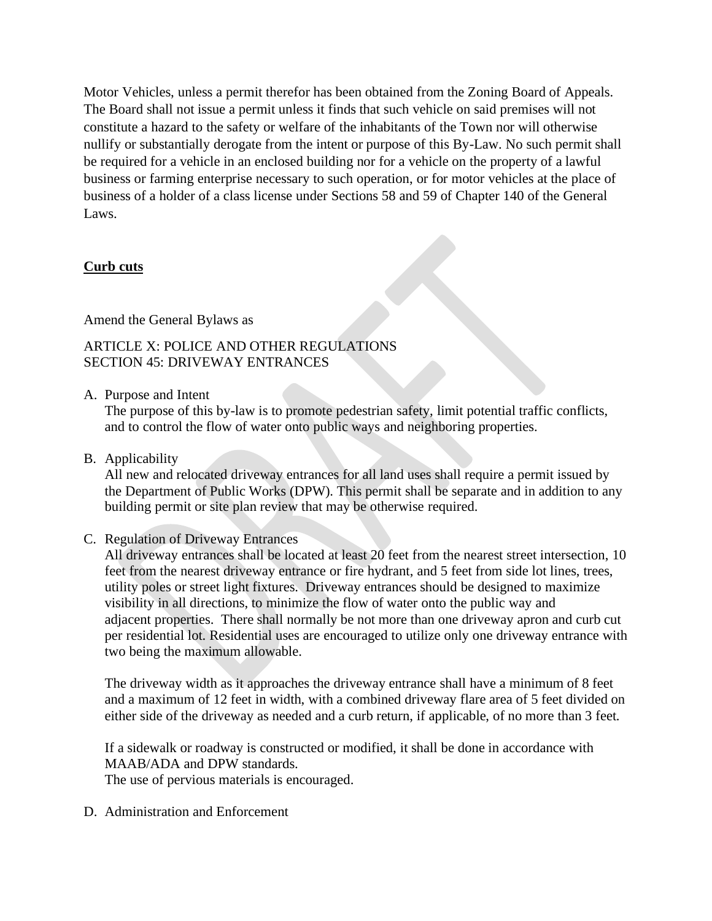Motor Vehicles, unless a permit therefor has been obtained from the Zoning Board of Appeals. The Board shall not issue a permit unless it finds that such vehicle on said premises will not constitute a hazard to the safety or welfare of the inhabitants of the Town nor will otherwise nullify or substantially derogate from the intent or purpose of this By-Law. No such permit shall be required for a vehicle in an enclosed building nor for a vehicle on the property of a lawful business or farming enterprise necessary to such operation, or for motor vehicles at the place of business of a holder of a class license under Sections 58 and 59 of Chapter 140 of the General Laws.

**Curb cuts**

Amend the General Bylaws as

ARTICLE X: POLICE AND OTHER REGULATIONS
SECTION 45: DRIVEWAY ENTRANCES

A. Purpose and Intent
   The purpose of this by-law is to promote pedestrian safety, limit potential traffic conflicts, and to control the flow of water onto public ways and neighboring properties.

B. Applicability
   All new and relocated driveway entrances for all land uses shall require a permit issued by the Department of Public Works (DPW). This permit shall be separate and in addition to any building permit or site plan review that may be otherwise required.

C. Regulation of Driveway Entrances
   All driveway entrances shall be located at least 20 feet from the nearest street intersection, 10 feet from the nearest driveway entrance or fire hydrant, and 5 feet from side lot lines, trees, utility poles or street light fixtures. Driveway entrances should be designed to maximize visibility in all directions, to minimize the flow of water onto the public way and adjacent properties. There shall normally be not more than one driveway apron and curb cut per residential lot. Residential uses are encouraged to utilize only one driveway entrance with two being the maximum allowable.

   The driveway width as it approaches the driveway entrance shall have a minimum of 8 feet and a maximum of 12 feet in width, with a combined driveway flare area of 5 feet divided on either side of the driveway as needed and a curb return, if applicable, of no more than 3 feet.

   If a sidewalk or roadway is constructed or modified, it shall be done in accordance with MAAB/ADA and DPW standards.
   The use of pervious materials is encouraged.

D. Administration and Enforcement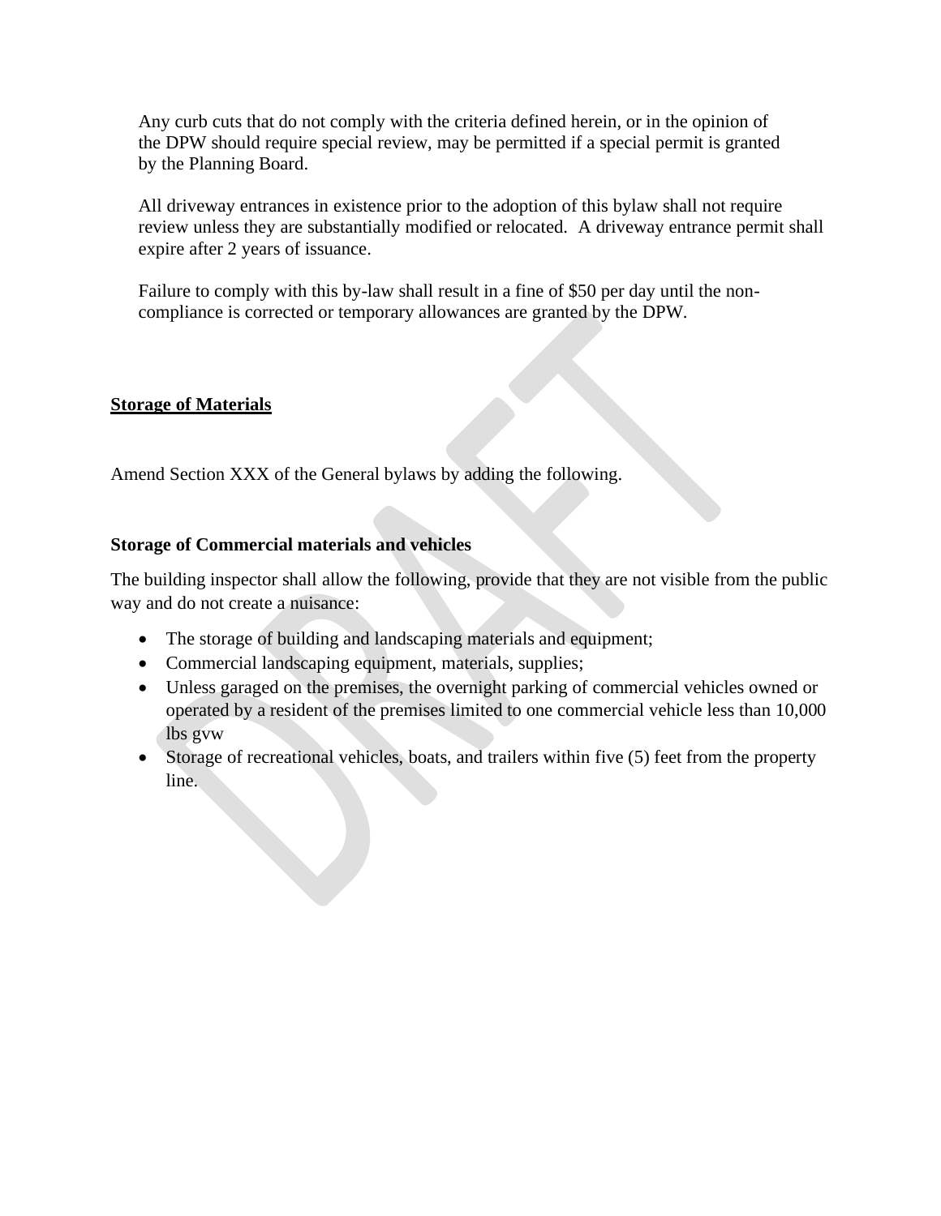Any curb cuts that do not comply with the criteria defined herein, or in the opinion of the DPW should require special review, may be permitted if a special permit is granted by the Planning Board.

All driveway entrances in existence prior to the adoption of this bylaw shall not require review unless they are substantially modified or relocated. A driveway entrance permit shall expire after 2 years of issuance.

Failure to comply with this by-law shall result in a fine of $50 per day until the non-compliance is corrected or temporary allowances are granted by the DPW.

## <u>Storage of Materials</u>

Amend Section XXX of the General bylaws by adding the following.

### Storage of Commercial materials and vehicles

The building inspector shall allow the following, provide that they are not visible from the public way and do not create a nuisance:

- The storage of building and landscaping materials and equipment;
- Commercial landscaping equipment, materials, supplies;
- Unless garaged on the premises, the overnight parking of commercial vehicles owned or operated by a resident of the premises limited to one commercial vehicle less than 10,000 lbs gvw
- Storage of recreational vehicles, boats, and trailers within five (5) feet from the property line.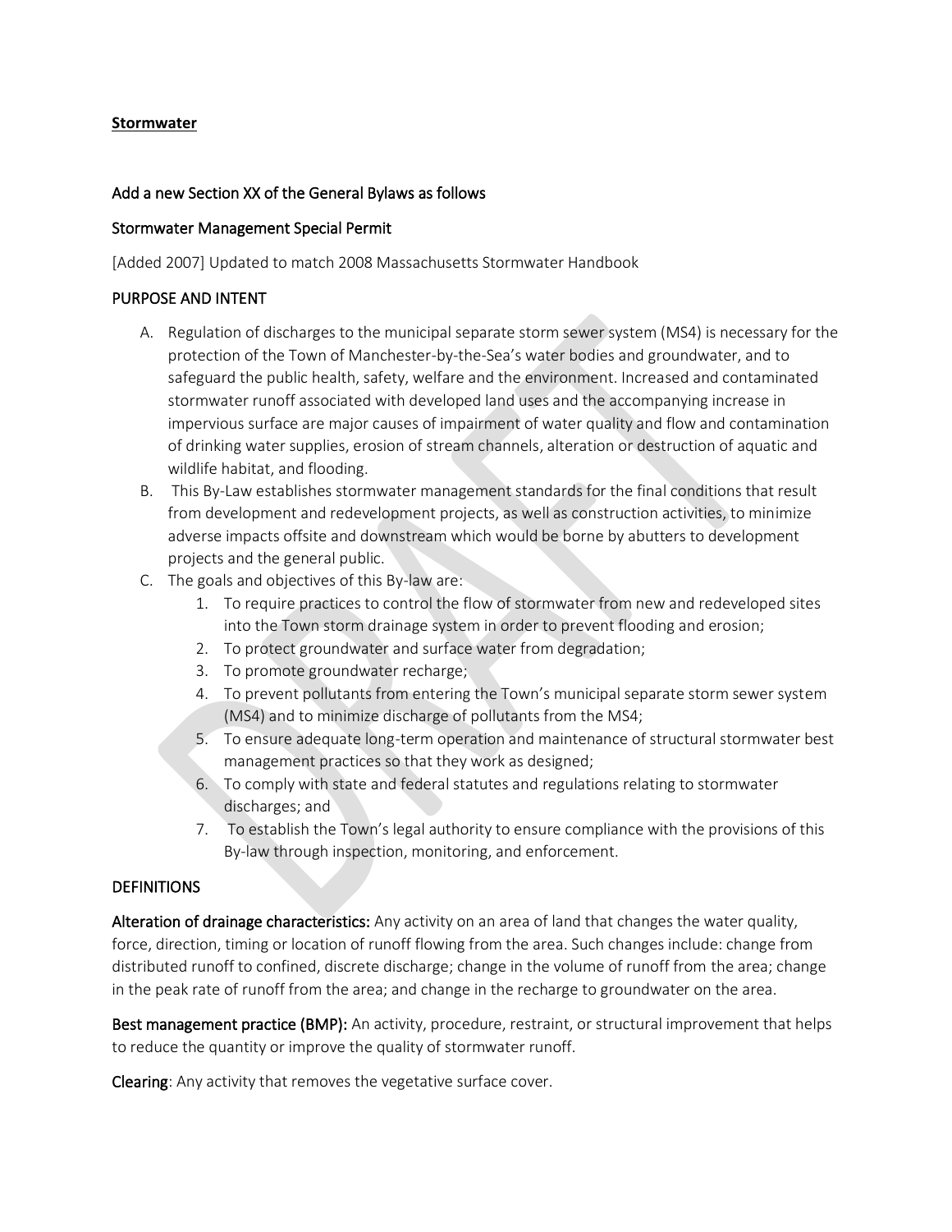**Stormwater**

Add a new Section XX of the General Bylaws as follows

Stormwater Management Special Permit

[Added 2007] Updated to match 2008 Massachusetts Stormwater Handbook

PURPOSE AND INTENT

A. Regulation of discharges to the municipal separate storm sewer system (MS4) is necessary for the protection of the Town of Manchester-by-the-Sea's water bodies and groundwater, and to safeguard the public health, safety, welfare and the environment. Increased and contaminated stormwater runoff associated with developed land uses and the accompanying increase in impervious surface are major causes of impairment of water quality and flow and contamination of drinking water supplies, erosion of stream channels, alteration or destruction of aquatic and wildlife habitat, and flooding.

B. This By-Law establishes stormwater management standards for the final conditions that result from development and redevelopment projects, as well as construction activities, to minimize adverse impacts offsite and downstream which would be borne by abutters to development projects and the general public.

C. The goals and objectives of this By-law are:

   1. To require practices to control the flow of stormwater from new and redeveloped sites into the Town storm drainage system in order to prevent flooding and erosion;
   2. To protect groundwater and surface water from degradation;
   3. To promote groundwater recharge;
   4. To prevent pollutants from entering the Town's municipal separate storm sewer system (MS4) and to minimize discharge of pollutants from the MS4;
   5. To ensure adequate long-term operation and maintenance of structural stormwater best management practices so that they work as designed;
   6. To comply with state and federal statutes and regulations relating to stormwater discharges; and
   7. To establish the Town's legal authority to ensure compliance with the provisions of this By-law through inspection, monitoring, and enforcement.

DEFINITIONS

**Alteration of drainage characteristics:** Any activity on an area of land that changes the water quality, force, direction, timing or location of runoff flowing from the area. Such changes include: change from distributed runoff to confined, discrete discharge; change in the volume of runoff from the area; change in the peak rate of runoff from the area; and change in the recharge to groundwater on the area.

**Best management practice (BMP):** An activity, procedure, restraint, or structural improvement that helps to reduce the quantity or improve the quality of stormwater runoff.

**Clearing**: Any activity that removes the vegetative surface cover.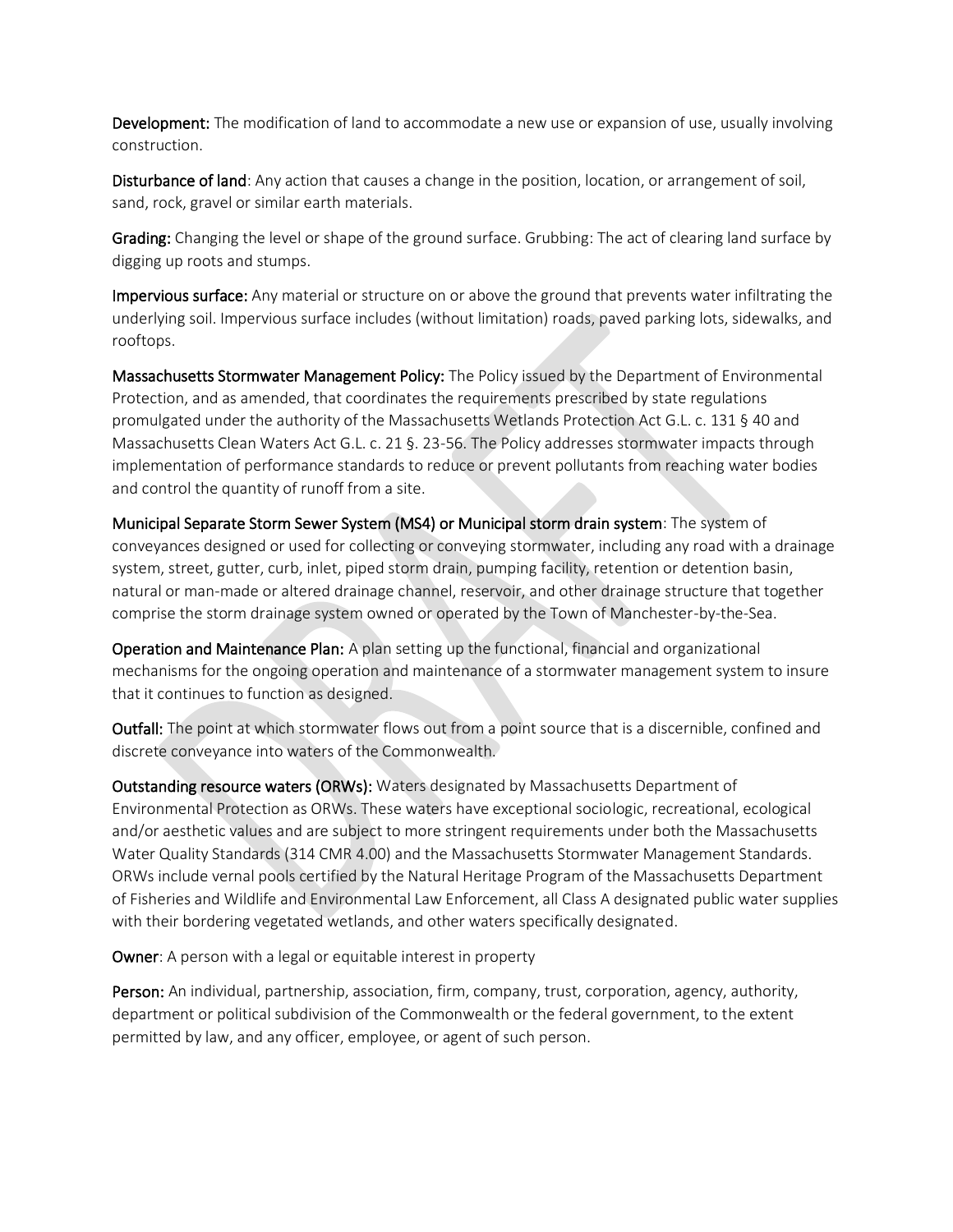**Development:** The modification of land to accommodate a new use or expansion of use, usually involving construction.

**Disturbance of land**: Any action that causes a change in the position, location, or arrangement of soil, sand, rock, gravel or similar earth materials.

**Grading:** Changing the level or shape of the ground surface. Grubbing: The act of clearing land surface by digging up roots and stumps.

**Impervious surface:** Any material or structure on or above the ground that prevents water infiltrating the underlying soil. Impervious surface includes (without limitation) roads, paved parking lots, sidewalks, and rooftops.

**Massachusetts Stormwater Management Policy:** The Policy issued by the Department of Environmental Protection, and as amended, that coordinates the requirements prescribed by state regulations promulgated under the authority of the Massachusetts Wetlands Protection Act G.L. c. 131 § 40 and Massachusetts Clean Waters Act G.L. c. 21 §. 23-56. The Policy addresses stormwater impacts through implementation of performance standards to reduce or prevent pollutants from reaching water bodies and control the quantity of runoff from a site.

**Municipal Separate Storm Sewer System (MS4) or Municipal storm drain system**: The system of conveyances designed or used for collecting or conveying stormwater, including any road with a drainage system, street, gutter, curb, inlet, piped storm drain, pumping facility, retention or detention basin, natural or man-made or altered drainage channel, reservoir, and other drainage structure that together comprise the storm drainage system owned or operated by the Town of Manchester-by-the-Sea.

**Operation and Maintenance Plan:** A plan setting up the functional, financial and organizational mechanisms for the ongoing operation and maintenance of a stormwater management system to insure that it continues to function as designed.

**Outfall:** The point at which stormwater flows out from a point source that is a discernible, confined and discrete conveyance into waters of the Commonwealth.

**Outstanding resource waters (ORWs):** Waters designated by Massachusetts Department of Environmental Protection as ORWs. These waters have exceptional sociologic, recreational, ecological and/or aesthetic values and are subject to more stringent requirements under both the Massachusetts Water Quality Standards (314 CMR 4.00) and the Massachusetts Stormwater Management Standards. ORWs include vernal pools certified by the Natural Heritage Program of the Massachusetts Department of Fisheries and Wildlife and Environmental Law Enforcement, all Class A designated public water supplies with their bordering vegetated wetlands, and other waters specifically designated.

**Owner**: A person with a legal or equitable interest in property

**Person:** An individual, partnership, association, firm, company, trust, corporation, agency, authority, department or political subdivision of the Commonwealth or the federal government, to the extent permitted by law, and any officer, employee, or agent of such person.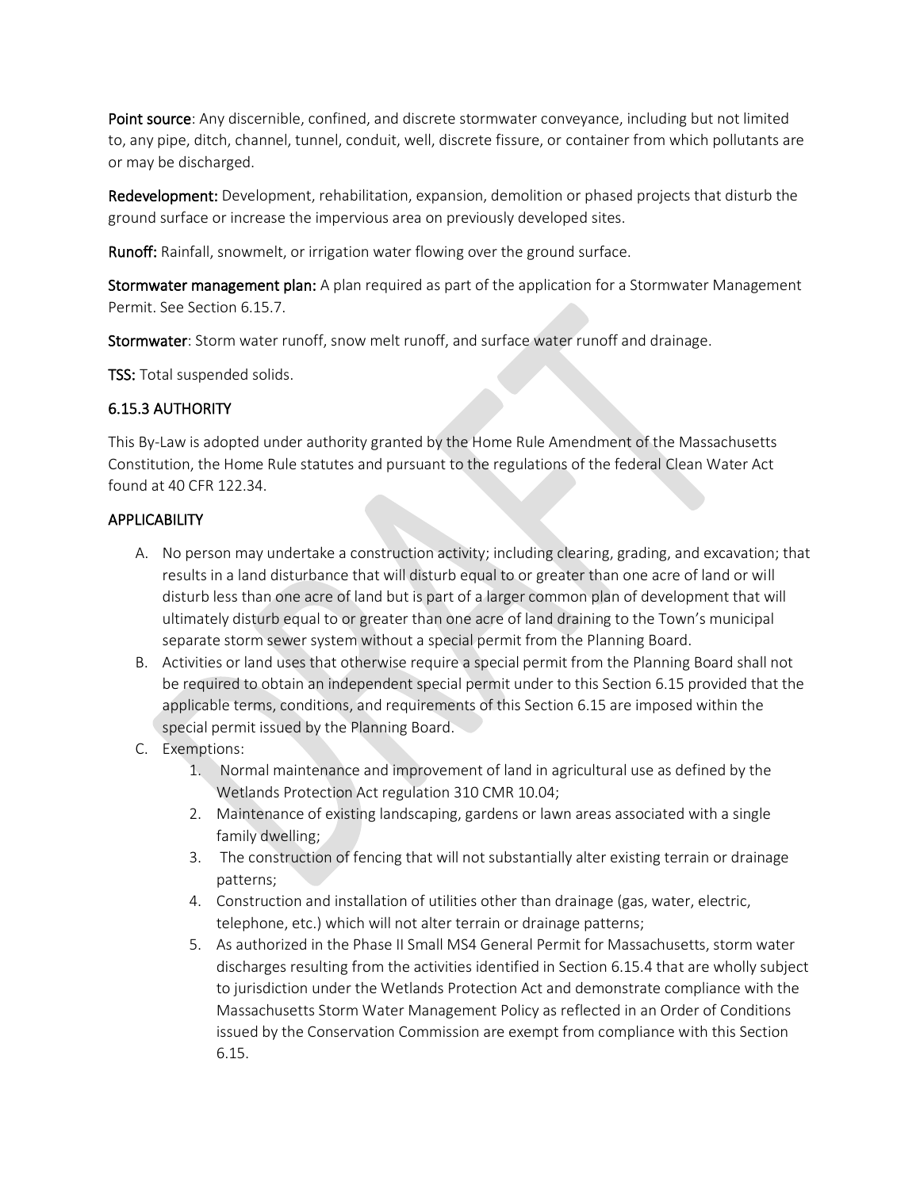**Point source**: Any discernible, confined, and discrete stormwater conveyance, including but not limited to, any pipe, ditch, channel, tunnel, conduit, well, discrete fissure, or container from which pollutants are or may be discharged.

**Redevelopment:** Development, rehabilitation, expansion, demolition or phased projects that disturb the ground surface or increase the impervious area on previously developed sites.

**Runoff:** Rainfall, snowmelt, or irrigation water flowing over the ground surface.

**Stormwater management plan:** A plan required as part of the application for a Stormwater Management Permit. See Section 6.15.7.

**Stormwater**: Storm water runoff, snow melt runoff, and surface water runoff and drainage.

**TSS:** Total suspended solids.

### 6.15.3 AUTHORITY

This By-Law is adopted under authority granted by the Home Rule Amendment of the Massachusetts Constitution, the Home Rule statutes and pursuant to the regulations of the federal Clean Water Act found at 40 CFR 122.34.

### APPLICABILITY

A. No person may undertake a construction activity; including clearing, grading, and excavation; that results in a land disturbance that will disturb equal to or greater than one acre of land or will disturb less than one acre of land but is part of a larger common plan of development that will ultimately disturb equal to or greater than one acre of land draining to the Town's municipal separate storm sewer system without a special permit from the Planning Board.
B. Activities or land uses that otherwise require a special permit from the Planning Board shall not be required to obtain an independent special permit under to this Section 6.15 provided that the applicable terms, conditions, and requirements of this Section 6.15 are imposed within the special permit issued by the Planning Board.
C. Exemptions:
    1. Normal maintenance and improvement of land in agricultural use as defined by the Wetlands Protection Act regulation 310 CMR 10.04;
    2. Maintenance of existing landscaping, gardens or lawn areas associated with a single family dwelling;
    3. The construction of fencing that will not substantially alter existing terrain or drainage patterns;
    4. Construction and installation of utilities other than drainage (gas, water, electric, telephone, etc.) which will not alter terrain or drainage patterns;
    5. As authorized in the Phase II Small MS4 General Permit for Massachusetts, storm water discharges resulting from the activities identified in Section 6.15.4 that are wholly subject to jurisdiction under the Wetlands Protection Act and demonstrate compliance with the Massachusetts Storm Water Management Policy as reflected in an Order of Conditions issued by the Conservation Commission are exempt from compliance with this Section 6.15.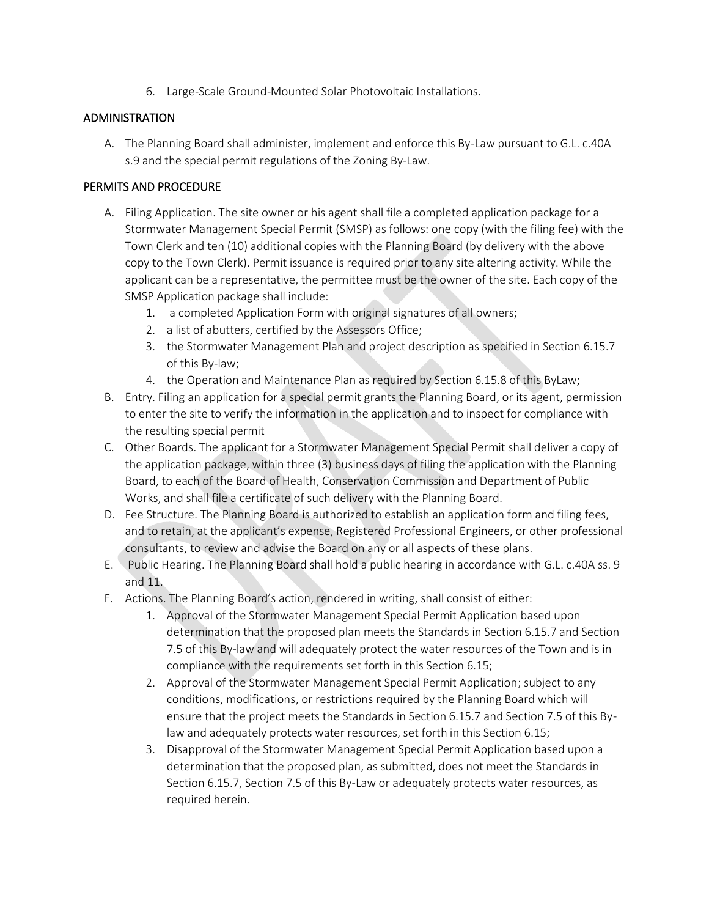6. Large-Scale Ground-Mounted Solar Photovoltaic Installations.

## ADMINISTRATION

A. The Planning Board shall administer, implement and enforce this By-Law pursuant to G.L. c.40A s.9 and the special permit regulations of the Zoning By-Law.

## PERMITS AND PROCEDURE

A. Filing Application. The site owner or his agent shall file a completed application package for a Stormwater Management Special Permit (SMSP) as follows: one copy (with the filing fee) with the Town Clerk and ten (10) additional copies with the Planning Board (by delivery with the above copy to the Town Clerk). Permit issuance is required prior to any site altering activity. While the applicant can be a representative, the permittee must be the owner of the site. Each copy of the SMSP Application package shall include:
   1. a completed Application Form with original signatures of all owners;
   2. a list of abutters, certified by the Assessors Office;
   3. the Stormwater Management Plan and project description as specified in Section 6.15.7 of this By-law;
   4. the Operation and Maintenance Plan as required by Section 6.15.8 of this ByLaw;
B. Entry. Filing an application for a special permit grants the Planning Board, or its agent, permission to enter the site to verify the information in the application and to inspect for compliance with the resulting special permit
C. Other Boards. The applicant for a Stormwater Management Special Permit shall deliver a copy of the application package, within three (3) business days of filing the application with the Planning Board, to each of the Board of Health, Conservation Commission and Department of Public Works, and shall file a certificate of such delivery with the Planning Board.
D. Fee Structure. The Planning Board is authorized to establish an application form and filing fees, and to retain, at the applicant's expense, Registered Professional Engineers, or other professional consultants, to review and advise the Board on any or all aspects of these plans.
E. Public Hearing. The Planning Board shall hold a public hearing in accordance with G.L. c.40A ss. 9 and 11.
F. Actions. The Planning Board's action, rendered in writing, shall consist of either:
   1. Approval of the Stormwater Management Special Permit Application based upon determination that the proposed plan meets the Standards in Section 6.15.7 and Section 7.5 of this By-law and will adequately protect the water resources of the Town and is in compliance with the requirements set forth in this Section 6.15;
   2. Approval of the Stormwater Management Special Permit Application; subject to any conditions, modifications, or restrictions required by the Planning Board which will ensure that the project meets the Standards in Section 6.15.7 and Section 7.5 of this By-law and adequately protects water resources, set forth in this Section 6.15;
   3. Disapproval of the Stormwater Management Special Permit Application based upon a determination that the proposed plan, as submitted, does not meet the Standards in Section 6.15.7, Section 7.5 of this By-Law or adequately protects water resources, as required herein.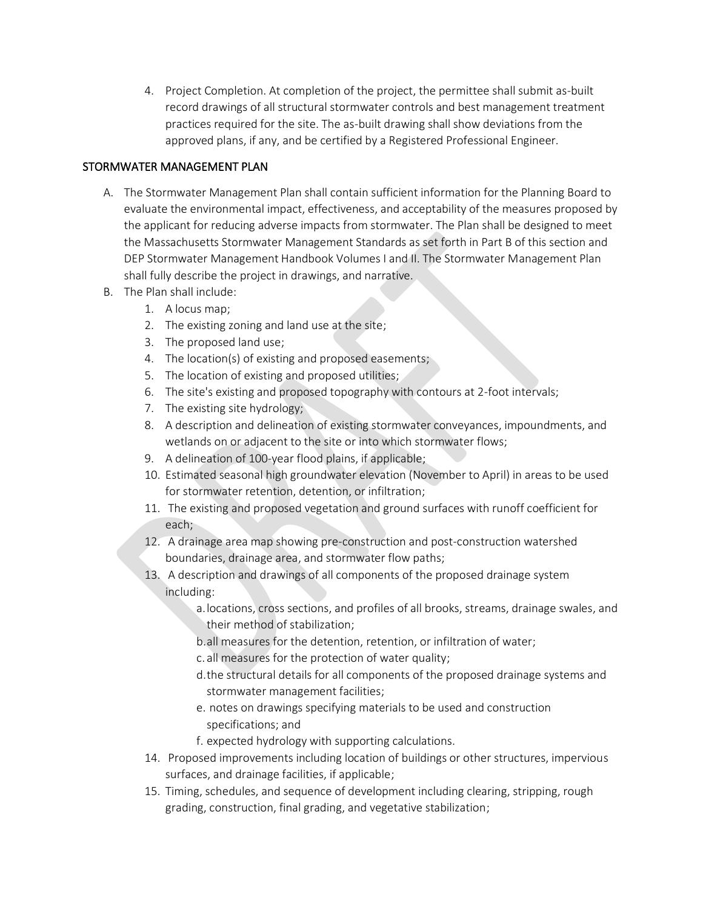4. Project Completion. At completion of the project, the permittee shall submit as-built record drawings of all structural stormwater controls and best management treatment practices required for the site. The as-built drawing shall show deviations from the approved plans, if any, and be certified by a Registered Professional Engineer.

## STORMWATER MANAGEMENT PLAN

A. The Stormwater Management Plan shall contain sufficient information for the Planning Board to evaluate the environmental impact, effectiveness, and acceptability of the measures proposed by the applicant for reducing adverse impacts from stormwater. The Plan shall be designed to meet the Massachusetts Stormwater Management Standards as set forth in Part B of this section and DEP Stormwater Management Handbook Volumes I and II. The Stormwater Management Plan shall fully describe the project in drawings, and narrative.

B. The Plan shall include:
   1. A locus map;
   2. The existing zoning and land use at the site;
   3. The proposed land use;
   4. The location(s) of existing and proposed easements;
   5. The location of existing and proposed utilities;
   6. The site's existing and proposed topography with contours at 2-foot intervals;
   7. The existing site hydrology;
   8. A description and delineation of existing stormwater conveyances, impoundments, and wetlands on or adjacent to the site or into which stormwater flows;
   9. A delineation of 100-year flood plains, if applicable;
   10. Estimated seasonal high groundwater elevation (November to April) in areas to be used for stormwater retention, detention, or infiltration;
   11. The existing and proposed vegetation and ground surfaces with runoff coefficient for each;
   12. A drainage area map showing pre-construction and post-construction watershed boundaries, drainage area, and stormwater flow paths;
   13. A description and drawings of all components of the proposed drainage system including:
       a. locations, cross sections, and profiles of all brooks, streams, drainage swales, and their method of stabilization;
       b. all measures for the detention, retention, or infiltration of water;
       c. all measures for the protection of water quality;
       d. the structural details for all components of the proposed drainage systems and stormwater management facilities;
       e. notes on drawings specifying materials to be used and construction specifications; and
       f. expected hydrology with supporting calculations.
   14. Proposed improvements including location of buildings or other structures, impervious surfaces, and drainage facilities, if applicable;
   15. Timing, schedules, and sequence of development including clearing, stripping, rough grading, construction, final grading, and vegetative stabilization;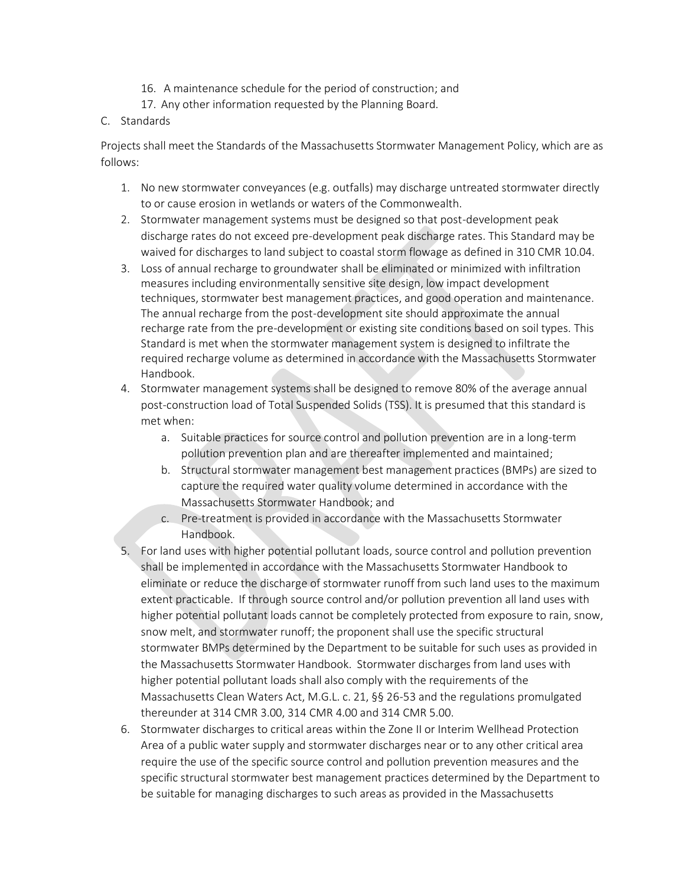16. A maintenance schedule for the period of construction; and
17. Any other information requested by the Planning Board.

C. Standards

Projects shall meet the Standards of the Massachusetts Stormwater Management Policy, which are as follows:

1. No new stormwater conveyances (e.g. outfalls) may discharge untreated stormwater directly to or cause erosion in wetlands or waters of the Commonwealth.
2. Stormwater management systems must be designed so that post-development peak discharge rates do not exceed pre-development peak discharge rates. This Standard may be waived for discharges to land subject to coastal storm flowage as defined in 310 CMR 10.04.
3. Loss of annual recharge to groundwater shall be eliminated or minimized with infiltration measures including environmentally sensitive site design, low impact development techniques, stormwater best management practices, and good operation and maintenance. The annual recharge from the post-development site should approximate the annual recharge rate from the pre-development or existing site conditions based on soil types. This Standard is met when the stormwater management system is designed to infiltrate the required recharge volume as determined in accordance with the Massachusetts Stormwater Handbook.
4. Stormwater management systems shall be designed to remove 80% of the average annual post-construction load of Total Suspended Solids (TSS). It is presumed that this standard is met when:
   a. Suitable practices for source control and pollution prevention are in a long-term pollution prevention plan and are thereafter implemented and maintained;
   b. Structural stormwater management best management practices (BMPs) are sized to capture the required water quality volume determined in accordance with the Massachusetts Stormwater Handbook; and
   c. Pre-treatment is provided in accordance with the Massachusetts Stormwater Handbook.
5. For land uses with higher potential pollutant loads, source control and pollution prevention shall be implemented in accordance with the Massachusetts Stormwater Handbook to eliminate or reduce the discharge of stormwater runoff from such land uses to the maximum extent practicable. If through source control and/or pollution prevention all land uses with higher potential pollutant loads cannot be completely protected from exposure to rain, snow, snow melt, and stormwater runoff; the proponent shall use the specific structural stormwater BMPs determined by the Department to be suitable for such uses as provided in the Massachusetts Stormwater Handbook. Stormwater discharges from land uses with higher potential pollutant loads shall also comply with the requirements of the Massachusetts Clean Waters Act, M.G.L. c. 21, §§ 26-53 and the regulations promulgated thereunder at 314 CMR 3.00, 314 CMR 4.00 and 314 CMR 5.00.
6. Stormwater discharges to critical areas within the Zone II or Interim Wellhead Protection Area of a public water supply and stormwater discharges near or to any other critical area require the use of the specific source control and pollution prevention measures and the specific structural stormwater best management practices determined by the Department to be suitable for managing discharges to such areas as provided in the Massachusetts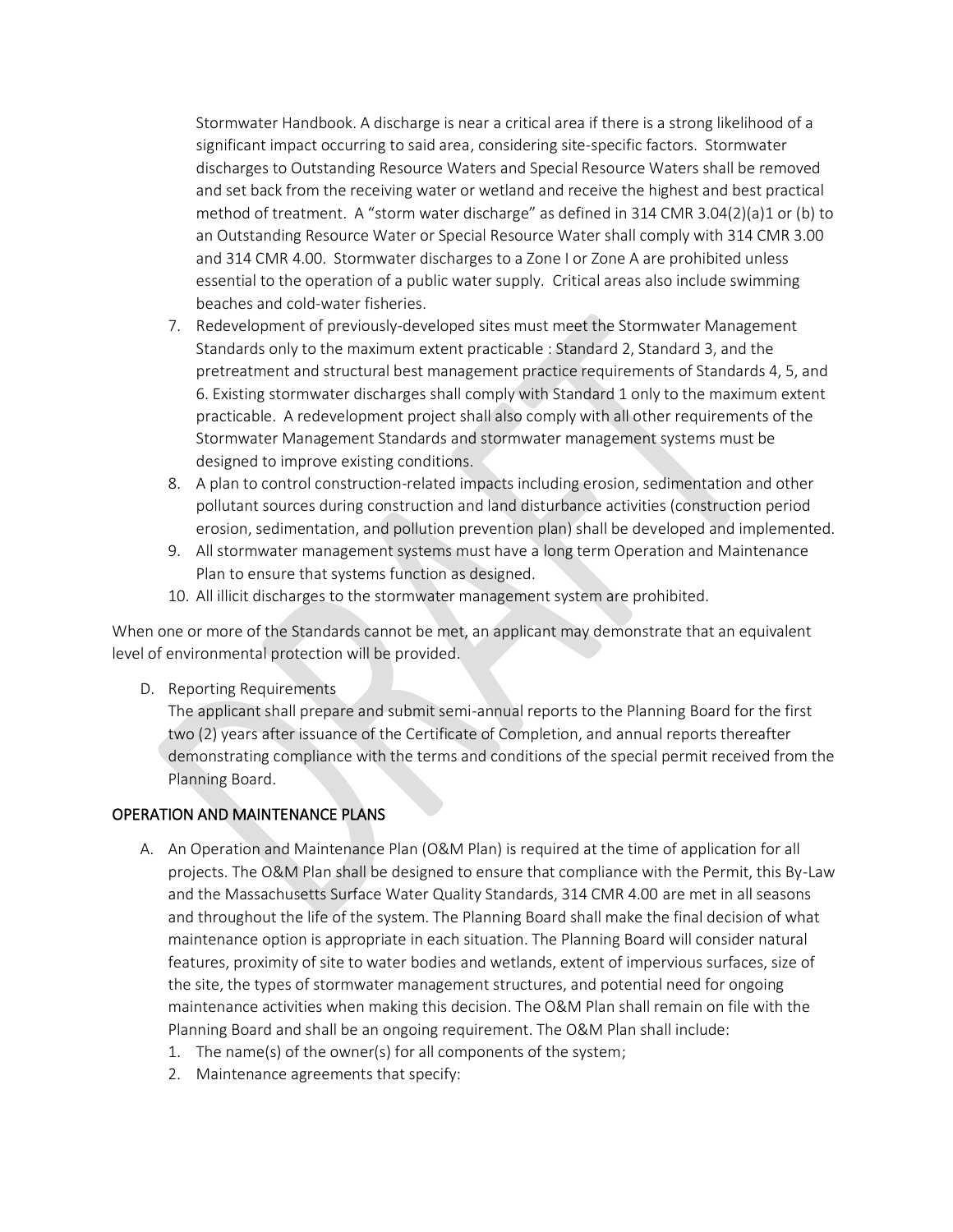Stormwater Handbook. A discharge is near a critical area if there is a strong likelihood of a significant impact occurring to said area, considering site-specific factors. Stormwater discharges to Outstanding Resource Waters and Special Resource Waters shall be removed and set back from the receiving water or wetland and receive the highest and best practical method of treatment. A "storm water discharge" as defined in 314 CMR 3.04(2)(a)1 or (b) to an Outstanding Resource Water or Special Resource Water shall comply with 314 CMR 3.00 and 314 CMR 4.00. Stormwater discharges to a Zone I or Zone A are prohibited unless essential to the operation of a public water supply. Critical areas also include swimming beaches and cold-water fisheries.

7. Redevelopment of previously-developed sites must meet the Stormwater Management Standards only to the maximum extent practicable : Standard 2, Standard 3, and the pretreatment and structural best management practice requirements of Standards 4, 5, and 6. Existing stormwater discharges shall comply with Standard 1 only to the maximum extent practicable. A redevelopment project shall also comply with all other requirements of the Stormwater Management Standards and stormwater management systems must be designed to improve existing conditions.
8. A plan to control construction-related impacts including erosion, sedimentation and other pollutant sources during construction and land disturbance activities (construction period erosion, sedimentation, and pollution prevention plan) shall be developed and implemented.
9. All stormwater management systems must have a long term Operation and Maintenance Plan to ensure that systems function as designed.
10. All illicit discharges to the stormwater management system are prohibited.

When one or more of the Standards cannot be met, an applicant may demonstrate that an equivalent level of environmental protection will be provided.

D. Reporting Requirements

   The applicant shall prepare and submit semi-annual reports to the Planning Board for the first two (2) years after issuance of the Certificate of Completion, and annual reports thereafter demonstrating compliance with the terms and conditions of the special permit received from the Planning Board.

## OPERATION AND MAINTENANCE PLANS

A. An Operation and Maintenance Plan (O&M Plan) is required at the time of application for all projects. The O&M Plan shall be designed to ensure that compliance with the Permit, this By-Law and the Massachusetts Surface Water Quality Standards, 314 CMR 4.00 are met in all seasons and throughout the life of the system. The Planning Board shall make the final decision of what maintenance option is appropriate in each situation. The Planning Board will consider natural features, proximity of site to water bodies and wetlands, extent of impervious surfaces, size of the site, the types of stormwater management structures, and potential need for ongoing maintenance activities when making this decision. The O&M Plan shall remain on file with the Planning Board and shall be an ongoing requirement. The O&M Plan shall include:
   1. The name(s) of the owner(s) for all components of the system;
   2. Maintenance agreements that specify: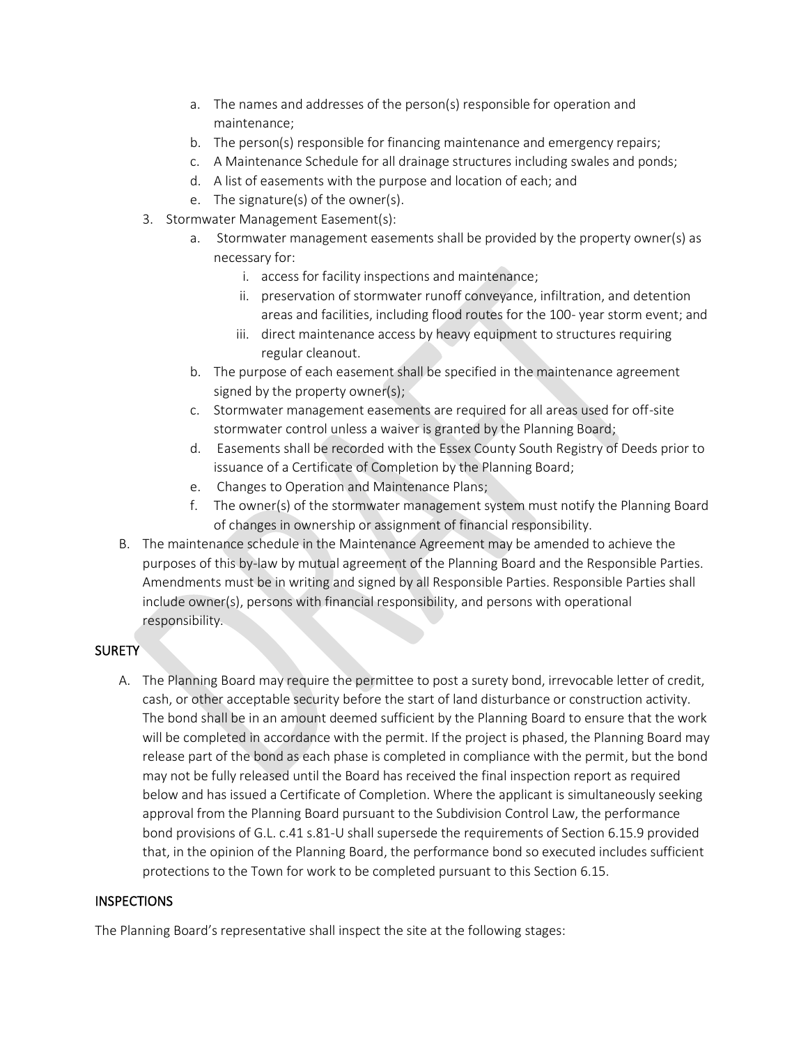a. The names and addresses of the person(s) responsible for operation and maintenance;
b. The person(s) responsible for financing maintenance and emergency repairs;
c. A Maintenance Schedule for all drainage structures including swales and ponds;
d. A list of easements with the purpose and location of each; and
e. The signature(s) of the owner(s).

3. Stormwater Management Easement(s):
   a. Stormwater management easements shall be provided by the property owner(s) as necessary for:
      i. access for facility inspections and maintenance;
      ii. preservation of stormwater runoff conveyance, infiltration, and detention areas and facilities, including flood routes for the 100- year storm event; and
      iii. direct maintenance access by heavy equipment to structures requiring regular cleanout.
   b. The purpose of each easement shall be specified in the maintenance agreement signed by the property owner(s);
   c. Stormwater management easements are required for all areas used for off-site stormwater control unless a waiver is granted by the Planning Board;
   d. Easements shall be recorded with the Essex County South Registry of Deeds prior to issuance of a Certificate of Completion by the Planning Board;
   e. Changes to Operation and Maintenance Plans;
   f. The owner(s) of the stormwater management system must notify the Planning Board of changes in ownership or assignment of financial responsibility.

B. The maintenance schedule in the Maintenance Agreement may be amended to achieve the purposes of this by-law by mutual agreement of the Planning Board and the Responsible Parties. Amendments must be in writing and signed by all Responsible Parties. Responsible Parties shall include owner(s), persons with financial responsibility, and persons with operational responsibility.

## SURETY

A. The Planning Board may require the permittee to post a surety bond, irrevocable letter of credit, cash, or other acceptable security before the start of land disturbance or construction activity. The bond shall be in an amount deemed sufficient by the Planning Board to ensure that the work will be completed in accordance with the permit. If the project is phased, the Planning Board may release part of the bond as each phase is completed in compliance with the permit, but the bond may not be fully released until the Board has received the final inspection report as required below and has issued a Certificate of Completion. Where the applicant is simultaneously seeking approval from the Planning Board pursuant to the Subdivision Control Law, the performance bond provisions of G.L. c.41 s.81-U shall supersede the requirements of Section 6.15.9 provided that, in the opinion of the Planning Board, the performance bond so executed includes sufficient protections to the Town for work to be completed pursuant to this Section 6.15.

## INSPECTIONS

The Planning Board's representative shall inspect the site at the following stages: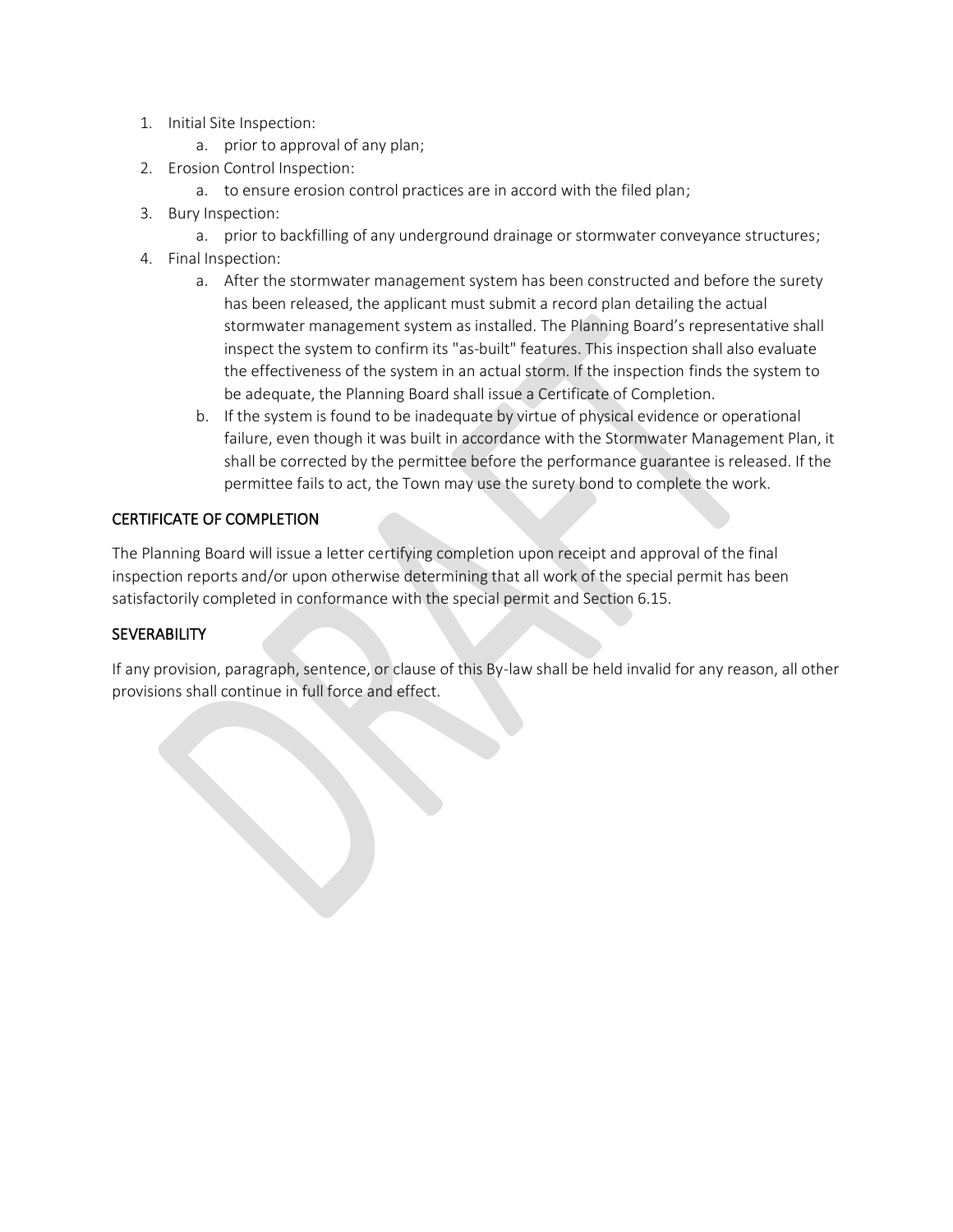1. Initial Site Inspection:
    a. prior to approval of any plan;
2. Erosion Control Inspection:
    a. to ensure erosion control practices are in accord with the filed plan;
3. Bury Inspection:
    a. prior to backfilling of any underground drainage or stormwater conveyance structures;
4. Final Inspection:
    a. After the stormwater management system has been constructed and before the surety has been released, the applicant must submit a record plan detailing the actual stormwater management system as installed. The Planning Board's representative shall inspect the system to confirm its "as-built" features. This inspection shall also evaluate the effectiveness of the system in an actual storm. If the inspection finds the system to be adequate, the Planning Board shall issue a Certificate of Completion.
    b. If the system is found to be inadequate by virtue of physical evidence or operational failure, even though it was built in accordance with the Stormwater Management Plan, it shall be corrected by the permittee before the performance guarantee is released. If the permittee fails to act, the Town may use the surety bond to complete the work.

## CERTIFICATE OF COMPLETION

The Planning Board will issue a letter certifying completion upon receipt and approval of the final inspection reports and/or upon otherwise determining that all work of the special permit has been satisfactorily completed in conformance with the special permit and Section 6.15.

## SEVERABILITY

If any provision, paragraph, sentence, or clause of this By-law shall be held invalid for any reason, all other provisions shall continue in full force and effect.